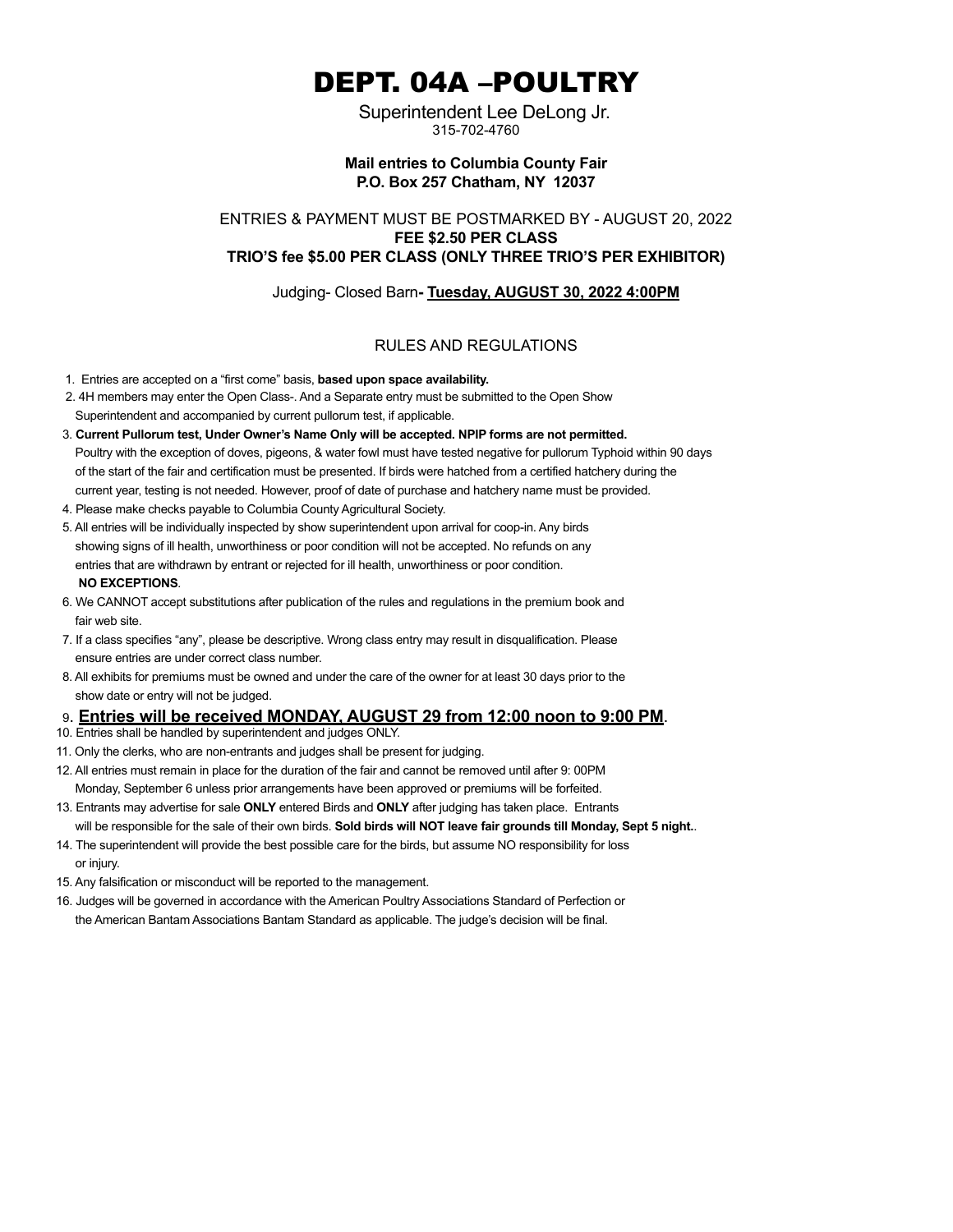# DEPT. 04A –POULTRY

Superintendent Lee DeLong Jr.
315-702-4760

**Mail entries to Columbia County Fair**
**P.O. Box 257 Chatham, NY 12037**

ENTRIES & PAYMENT MUST BE POSTMARKED BY - AUGUST 20, 2022
**FEE $2.50 PER CLASS**
**TRIO'S fee $5.00 PER CLASS (ONLY THREE TRIO'S PER EXHIBITOR)**

Judging- Closed Barn**- <u>Tuesday, AUGUST 30, 2022 4:00PM</u>**

## RULES AND REGULATIONS

1. Entries are accepted on a "first come" basis, **based upon space availability.**
2. 4H members may enter the Open Class-. And a Separate entry must be submitted to the Open Show Superintendent and accompanied by current pullorum test, if applicable.
3. **Current Pullorum test, Under Owner's Name Only will be accepted. NPIP forms are not permitted.** Poultry with the exception of doves, pigeons, & water fowl must have tested negative for pullorum Typhoid within 90 days of the start of the fair and certification must be presented. If birds were hatched from a certified hatchery during the current year, testing is not needed. However, proof of date of purchase and hatchery name must be provided.
4. Please make checks payable to Columbia County Agricultural Society.
5. All entries will be individually inspected by show superintendent upon arrival for coop-in. Any birds showing signs of ill health, unworthiness or poor condition will not be accepted. No refunds on any entries that are withdrawn by entrant or rejected for ill health, unworthiness or poor condition. **NO EXCEPTIONS**.
6. We CANNOT accept substitutions after publication of the rules and regulations in the premium book and fair web site.
7. If a class specifies "any", please be descriptive. Wrong class entry may result in disqualification. Please ensure entries are under correct class number.
8. All exhibits for premiums must be owned and under the care of the owner for at least 30 days prior to the show date or entry will not be judged.
9. **<u>Entries will be received MONDAY, AUGUST 29 from 12:00 noon to 9:00 PM</u>**.
10. Entries shall be handled by superintendent and judges ONLY.
11. Only the clerks, who are non-entrants and judges shall be present for judging.
12. All entries must remain in place for the duration of the fair and cannot be removed until after 9: 00PM Monday, September 6 unless prior arrangements have been approved or premiums will be forfeited.
13. Entrants may advertise for sale **ONLY** entered Birds and **ONLY** after judging has taken place. Entrants will be responsible for the sale of their own birds. **Sold birds will NOT leave fair grounds till Monday, Sept 5 night.**.
14. The superintendent will provide the best possible care for the birds, but assume NO responsibility for loss or injury.
15. Any falsification or misconduct will be reported to the management.
16. Judges will be governed in accordance with the American Poultry Associations Standard of Perfection or the American Bantam Associations Bantam Standard as applicable. The judge's decision will be final.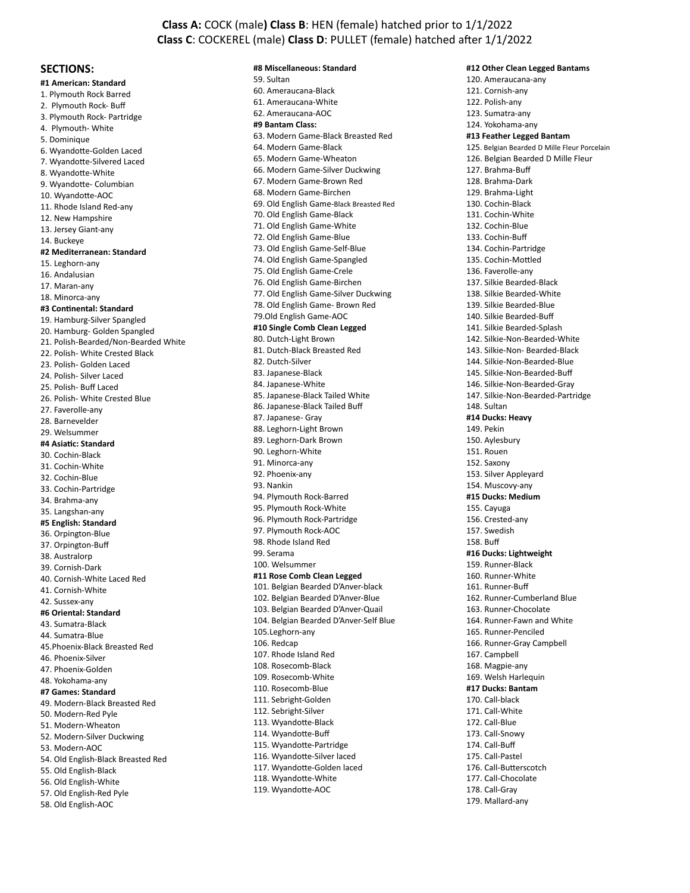**Class A:** COCK (male**) Class B**: HEN (female) hatched prior to 1/1/2022
**Class C**: COCKEREL (male) **Class D**: PULLET (female) hatched after 1/1/2022

## SECTIONS:

**#1 American: Standard**
1. Plymouth Rock Barred
2. Plymouth Rock- Buff
3. Plymouth Rock- Partridge
4. Plymouth- White
5. Dominique
6. Wyandotte-Golden Laced
7. Wyandotte-Silvered Laced
8. Wyandotte-White
9. Wyandotte- Columbian
10. Wyandotte-AOC
11. Rhode Island Red-any
12. New Hampshire
13. Jersey Giant-any
14. Buckeye

**#2 Mediterranean: Standard**
15. Leghorn-any
16. Andalusian
17. Maran-any
18. Minorca-any

**#3 Continental: Standard**
19. Hamburg-Silver Spangled
20. Hamburg- Golden Spangled
21. Polish-Bearded/Non-Bearded White
22. Polish- White Crested Black
23. Polish- Golden Laced
24. Polish- Silver Laced
25. Polish- Buff Laced
26. Polish- White Crested Blue
27. Faverolle-any
28. Barnevelder
29. Welsummer

**#4 Asiatic: Standard**
30. Cochin-Black
31. Cochin-White
32. Cochin-Blue
33. Cochin-Partridge
34. Brahma-any
35. Langshan-any

**#5 English: Standard**
36. Orpington-Blue
37. Orpington-Buff
38. Australorp
39. Cornish-Dark
40. Cornish-White Laced Red
41. Cornish-White
42. Sussex-any

**#6 Oriental: Standard**
43. Sumatra-Black
44. Sumatra-Blue
45. Phoenix-Black Breasted Red
46. Phoenix-Silver
47. Phoenix-Golden
48. Yokohama-any

**#7 Games: Standard**
49. Modern-Black Breasted Red
50. Modern-Red Pyle
51. Modern-Wheaton
52. Modern-Silver Duckwing
53. Modern-AOC
54. Old English-Black Breasted Red
55. Old English-Black
56. Old English-White
57. Old English-Red Pyle
58. Old English-AOC

**#8 Miscellaneous: Standard**
59. Sultan
60. Ameraucana-Black
61. Ameraucana-White
62. Ameraucana-AOC

**#9 Bantam Class:**
63. Modern Game-Black Breasted Red
64. Modern Game-Black
65. Modern Game-Wheaton
66. Modern Game-Silver Duckwing
67. Modern Game-Brown Red
68. Modern Game-Birchen
69. Old English Game-Black Breasted Red
70. Old English Game-Black
71. Old English Game-White
72. Old English Game-Blue
73. Old English Game-Self-Blue
74. Old English Game-Spangled
75. Old English Game-Crele
76. Old English Game-Birchen
77. Old English Game-Silver Duckwing
78. Old English Game- Brown Red
79. Old English Game-AOC

**#10 Single Comb Clean Legged**
80. Dutch-Light Brown
81. Dutch-Black Breasted Red
82. Dutch-Silver
83. Japanese-Black
84. Japanese-White
85. Japanese-Black Tailed White
86. Japanese-Black Tailed Buff
87. Japanese- Gray
88. Leghorn-Light Brown
89. Leghorn-Dark Brown
90. Leghorn-White
91. Minorca-any
92. Phoenix-any
93. Nankin
94. Plymouth Rock-Barred
95. Plymouth Rock-White
96. Plymouth Rock-Partridge
97. Plymouth Rock-AOC
98. Rhode Island Red
99. Serama
100. Welsummer

**#11 Rose Comb Clean Legged**
101. Belgian Bearded D'Anver-black
102. Belgian Bearded D'Anver-Blue
103. Belgian Bearded D'Anver-Quail
104. Belgian Bearded D'Anver-Self Blue
105. Leghorn-any
106. Redcap
107. Rhode Island Red
108. Rosecomb-Black
109. Rosecomb-White
110. Rosecomb-Blue
111. Sebright-Golden
112. Sebright-Silver
113. Wyandotte-Black
114. Wyandotte-Buff
115. Wyandotte-Partridge
116. Wyandotte-Silver laced
117. Wyandotte-Golden laced
118. Wyandotte-White
119. Wyandotte-AOC

**#12 Other Clean Legged Bantams**
120. Ameraucana-any
121. Cornish-any
122. Polish-any
123. Sumatra-any
124. Yokohama-any

**#13 Feather Legged Bantam**
125. Belgian Bearded D Mille Fleur Porcelain
126. Belgian Bearded D Mille Fleur
127. Brahma-Buff
128. Brahma-Dark
129. Brahma-Light
130. Cochin-Black
131. Cochin-White
132. Cochin-Blue
133. Cochin-Buff
134. Cochin-Partridge
135. Cochin-Mottled
136. Faverolle-any
137. Silkie Bearded-Black
138. Silkie Bearded-White
139. Silkie Bearded-Blue
140. Silkie Bearded-Buff
141. Silkie Bearded-Splash
142. Silkie-Non-Bearded-White
143. Silkie-Non- Bearded-Black
144. Silkie-Non-Bearded-Blue
145. Silkie-Non-Bearded-Buff
146. Silkie-Non-Bearded-Gray
147. Silkie-Non-Bearded-Partridge
148. Sultan

**#14 Ducks: Heavy**
149. Pekin
150. Aylesbury
151. Rouen
152. Saxony
153. Silver Appleyard
154. Muscovy-any

**#15 Ducks: Medium**
155. Cayuga
156. Crested-any
157. Swedish
158. Buff

**#16 Ducks: Lightweight**
159. Runner-Black
160. Runner-White
161. Runner-Buff
162. Runner-Cumberland Blue
163. Runner-Chocolate
164. Runner-Fawn and White
165. Runner-Penciled
166. Runner-Gray Campbell
167. Campbell
168. Magpie-any
169. Welsh Harlequin

**#17 Ducks: Bantam**
170. Call-black
171. Call-White
172. Call-Blue
173. Call-Snowy
174. Call-Buff
175. Call-Pastel
176. Call-Butterscotch
177. Call-Chocolate
178. Call-Gray
179. Mallard-any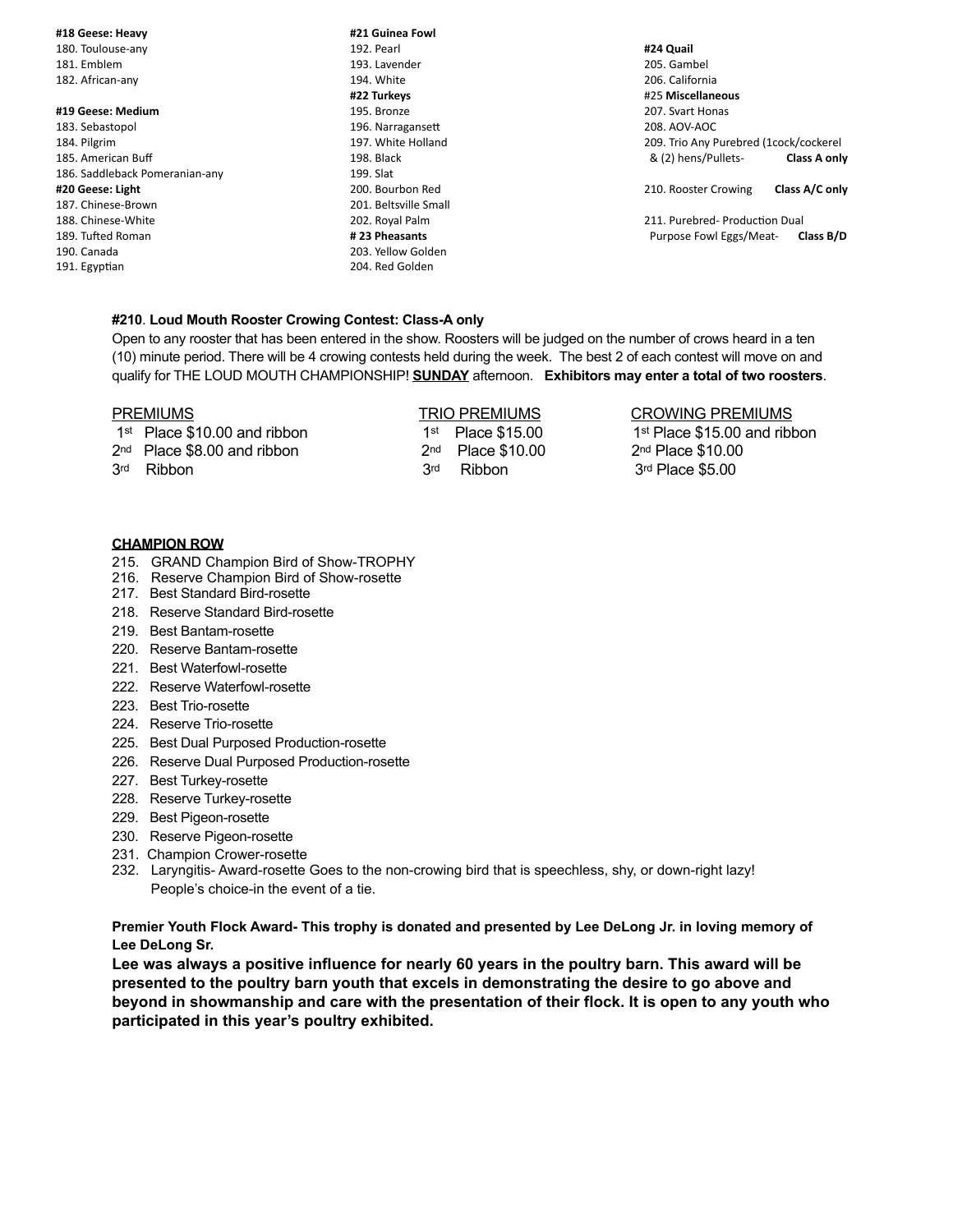**#18 Geese: Heavy**
180. Toulouse-any
181. Emblem
182. African-any

**#19 Geese: Medium**
183. Sebastopol
184. Pilgrim
185. American Buff
186. Saddleback Pomeranian-any

**#20 Geese: Light**
187. Chinese-Brown
188. Chinese-White
189. Tufted Roman
190. Canada
191. Egyptian

**#21 Guinea Fowl**
192. Pearl
193. Lavender
194. White

**#22 Turkeys**
195. Bronze
196. Narragansett
197. White Holland
198. Black
199. Slat
200. Bourbon Red
201. Beltsville Small
202. Royal Palm

**# 23 Pheasants**
203. Yellow Golden
204. Red Golden

**#24 Quail**
205. Gambel
206. California

#25 **Miscellaneous**
207. Svart Honas
208. AOV-AOC
209. Trio Any Purebred (1cock/cockerel & (2) hens/Pullets- **Class A only**

210. Rooster Crowing **Class A/C only**

211. Purebred- Production Dual Purpose Fowl Eggs/Meat- **Class B/D**

**#210**. **Loud Mouth Rooster Crowing Contest: Class-A only**
Open to any rooster that has been entered in the show. Roosters will be judged on the number of crows heard in a ten (10) minute period. There will be 4 crowing contests held during the week. The best 2 of each contest will move on and qualify for THE LOUD MOUTH CHAMPIONSHIP! **SUNDAY** afternoon. **Exhibitors may enter a total of two roosters**.

| PREMIUMS | TRIO PREMIUMS | CROWING PREMIUMS |
|---|---|---|
| 1st Place $10.00 and ribbon | 1st Place $15.00 | 1st Place $15.00 and ribbon |
| 2nd Place $8.00 and ribbon | 2nd Place $10.00 | 2nd Place $10.00 |
| 3rd Ribbon | 3rd Ribbon | 3rd Place $5.00 |

**CHAMPION ROW**

215. GRAND Champion Bird of Show-TROPHY
216. Reserve Champion Bird of Show-rosette
217. Best Standard Bird-rosette
218. Reserve Standard Bird-rosette
219. Best Bantam-rosette
220. Reserve Bantam-rosette
221. Best Waterfowl-rosette
222. Reserve Waterfowl-rosette
223. Best Trio-rosette
224. Reserve Trio-rosette
225. Best Dual Purposed Production-rosette
226. Reserve Dual Purposed Production-rosette
227. Best Turkey-rosette
228. Reserve Turkey-rosette
229. Best Pigeon-rosette
230. Reserve Pigeon-rosette
231. Champion Crower-rosette
232. Laryngitis- Award-rosette Goes to the non-crowing bird that is speechless, shy, or down-right lazy! People's choice-in the event of a tie.

**Premier Youth Flock Award- This trophy is donated and presented by Lee DeLong Jr. in loving memory of Lee DeLong Sr.**

**Lee was always a positive influence for nearly 60 years in the poultry barn. This award will be presented to the poultry barn youth that excels in demonstrating the desire to go above and beyond in showmanship and care with the presentation of their flock. It is open to any youth who participated in this year's poultry exhibited.**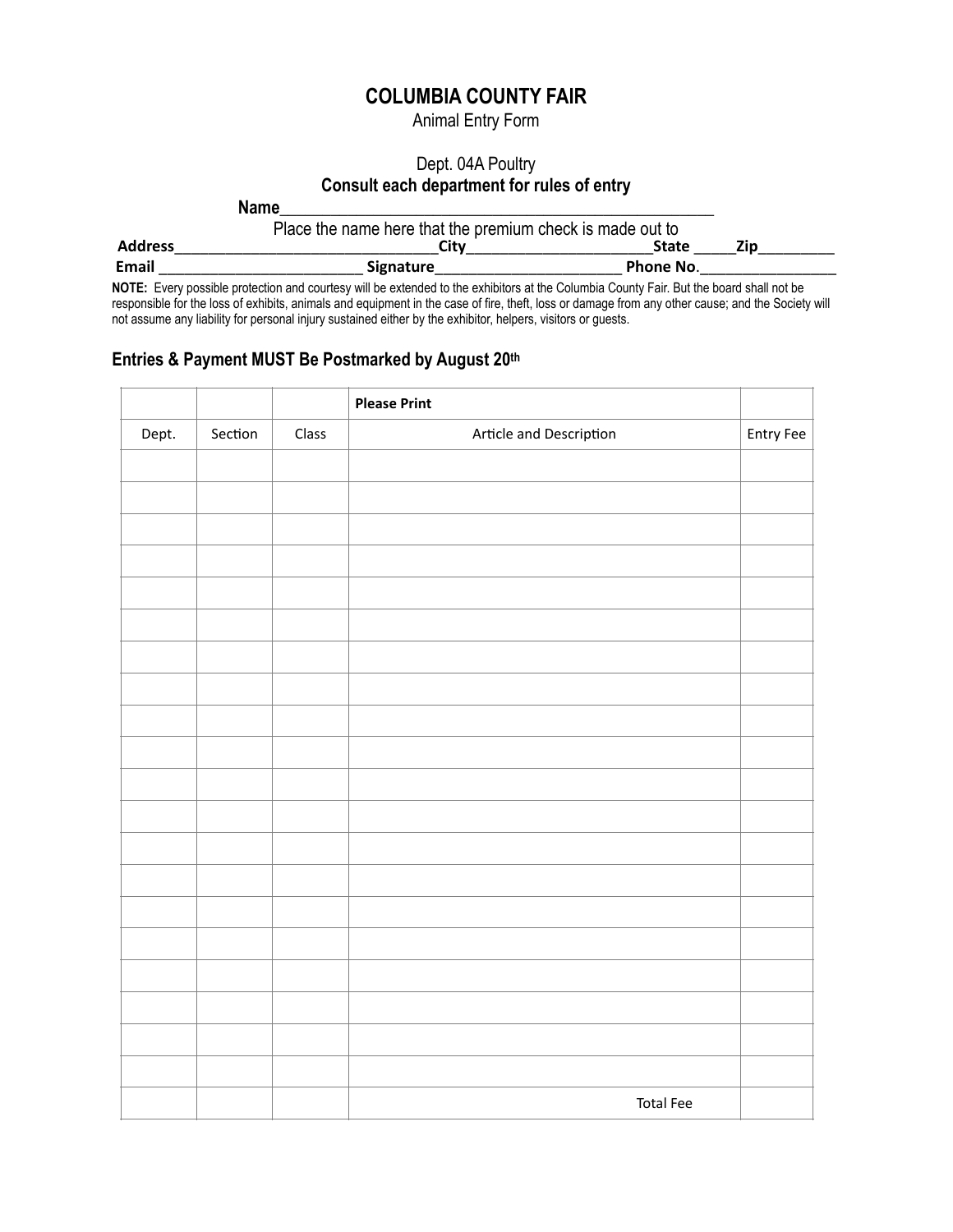# COLUMBIA COUNTY FAIR

Animal Entry Form

Dept. 04A Poultry

**Consult each department for rules of entry**

**Name**\_\_\_\_\_\_\_\_\_\_\_\_\_\_\_\_\_\_\_\_\_\_\_\_\_\_\_\_\_\_\_\_\_\_\_\_\_\_\_\_\_\_\_\_\_\_\_\_\_\_\_\_

Place the name here that the premium check is made out to

**Address**\_\_\_\_\_\_\_\_\_\_\_\_\_\_\_\_\_\_\_\_\_\_\_\_\_\_\_\_\_\_\_\_\_\_**City**\_\_\_\_\_\_\_\_\_\_\_\_\_\_\_\_\_\_\_\_\_\_\_\_\_**State** \_\_\_\_\_**Zip**\_\_\_\_\_\_\_\_\_

**Email** \_\_\_\_\_\_\_\_\_\_\_\_\_\_\_\_\_\_\_\_\_\_\_\_\_\_ **Signature**\_\_\_\_\_\_\_\_\_\_\_\_\_\_\_\_\_\_\_\_\_\_\_\_ **Phone No**.\_\_\_\_\_\_\_\_\_\_\_\_\_\_\_\_\_

**NOTE:** Every possible protection and courtesy will be extended to the exhibitors at the Columbia County Fair. But the board shall not be responsible for the loss of exhibits, animals and equipment in the case of fire, theft, loss or damage from any other cause; and the Society will not assume any liability for personal injury sustained either by the exhibitor, helpers, visitors or guests.

**Entries & Payment MUST Be Postmarked by August 20th**

| | | | **Please Print** | |
|---|---|---|---|---|
| Dept. | Section | Class | Article and Description | Entry Fee |
| | | | | |
| | | | | |
| | | | | |
| | | | | |
| | | | | |
| | | | | |
| | | | | |
| | | | | |
| | | | | |
| | | | | |
| | | | | |
| | | | | |
| | | | | |
| | | | | |
| | | | | |
| | | | | |
| | | | | |
| | | | | |
| | | | | |
| | | | | |
| | | | Total Fee | |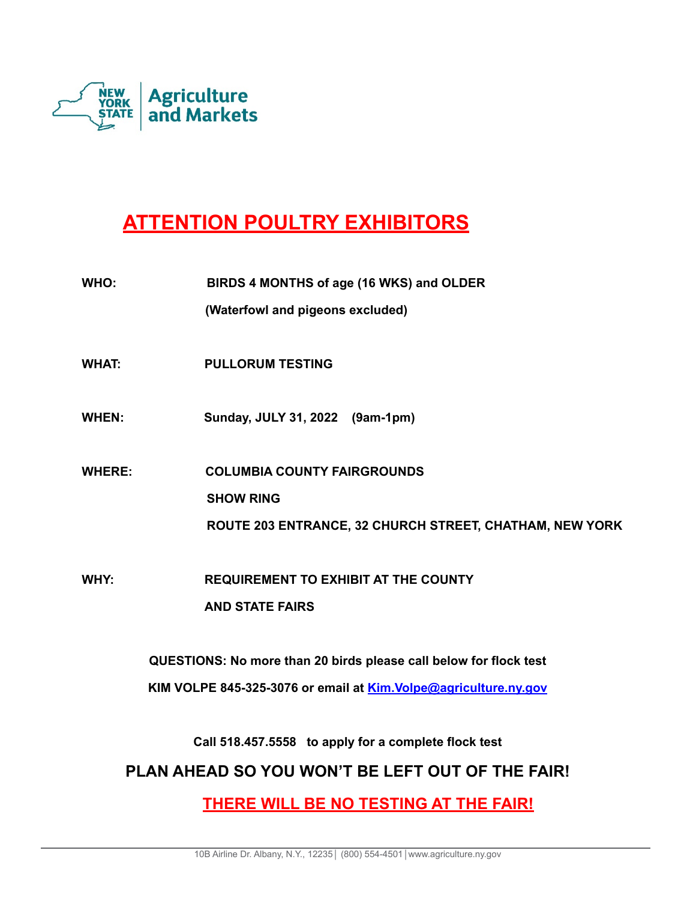New York State Agriculture and Markets

# ATTENTION POULTRY EXHIBITORS

**WHO:** **BIRDS 4 MONTHS of age (16 WKS) and OLDER**

**(Waterfowl and pigeons excluded)**

**WHAT:** **PULLORUM TESTING**

**WHEN:** **Sunday, JULY 31, 2022 (9am-1pm)**

**WHERE:** **COLUMBIA COUNTY FAIRGROUNDS**

**SHOW RING**

**ROUTE 203 ENTRANCE, 32 CHURCH STREET, CHATHAM, NEW YORK**

**WHY:** **REQUIREMENT TO EXHIBIT AT THE COUNTY AND STATE FAIRS**

**QUESTIONS: No more than 20 birds please call below for flock test**

**KIM VOLPE 845-325-3076 or email at [Kim.Volpe@agriculture.ny.gov](mailto:Kim.Volpe@agriculture.ny.gov)**

**Call 518.457.5558 to apply for a complete flock test**

## PLAN AHEAD SO YOU WON'T BE LEFT OUT OF THE FAIR!

## THERE WILL BE NO TESTING AT THE FAIR!

10B Airline Dr. Albany, N.Y., 12235 | (800) 554-4501 | www.agriculture.ny.gov